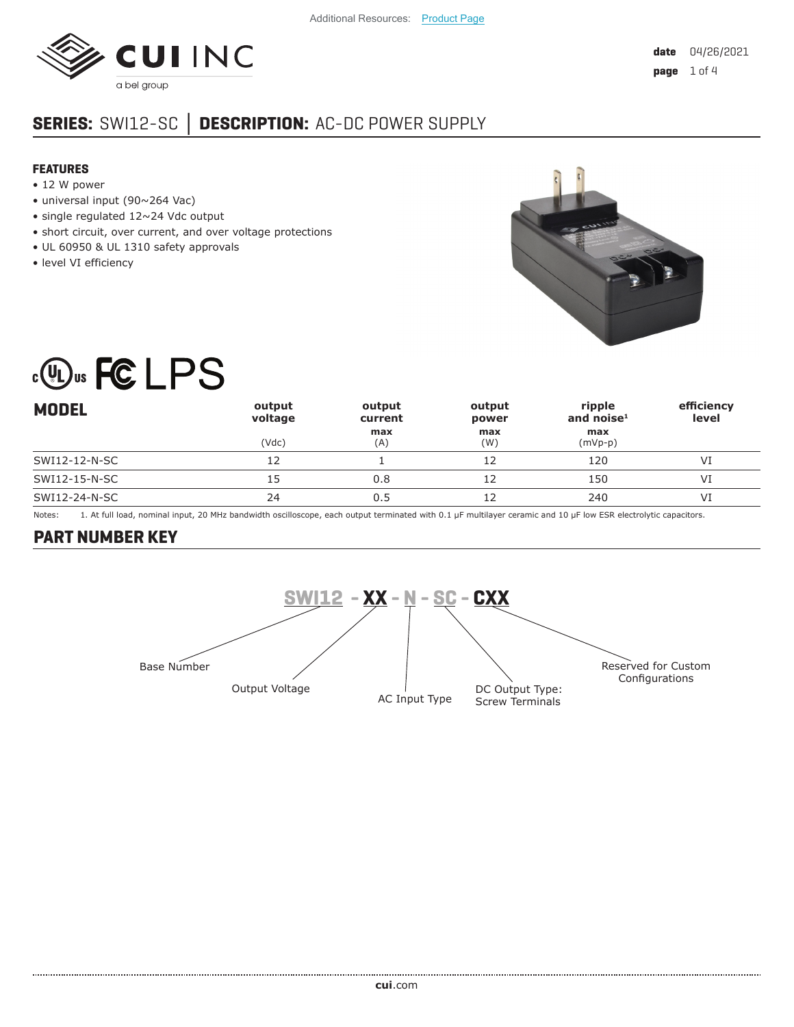Additional Resources: Product Page

**date** 04/26/2021

# SERIES: SWI12-SC │ DESCRIPTION: AC-DC POWER SUPPLY

## FEATURES

- 12 W power
- universal input (90~264 Vac)
- single regulated 12~24 Vdc output
- short circuit, over current, and over voltage protections
- UL 60950 & UL 1310 safety approvals
- level VI efficiency

| MODEL | output voltage (Vdc) | output current max (A) | output power max (W) | ripple and noise[1] max (mVp-p) | efficiency level |
|---|---|---|---|---|---|
| SWI12-12-N-SC | 12 | 1 | 12 | 120 | VI |
| SWI12-15-N-SC | 15 | 0.8 | 12 | 150 | VI |
| SWI12-24-N-SC | 24 | 0.5 | 12 | 240 | VI |

Notes: 1. At full load, nominal input, 20 MHz bandwidth oscilloscope, each output terminated with 0.1 μF multilayer ceramic and 10 μF low ESR electrolytic capacitors.

## PART NUMBER KEY

**SWI12 - XX - N - SC - CXX**

- SWI12: Base Number
- XX: Output Voltage
- N: AC Input Type
- SC: DC Output Type: Screw Terminals
- CXX: Reserved for Custom Configurations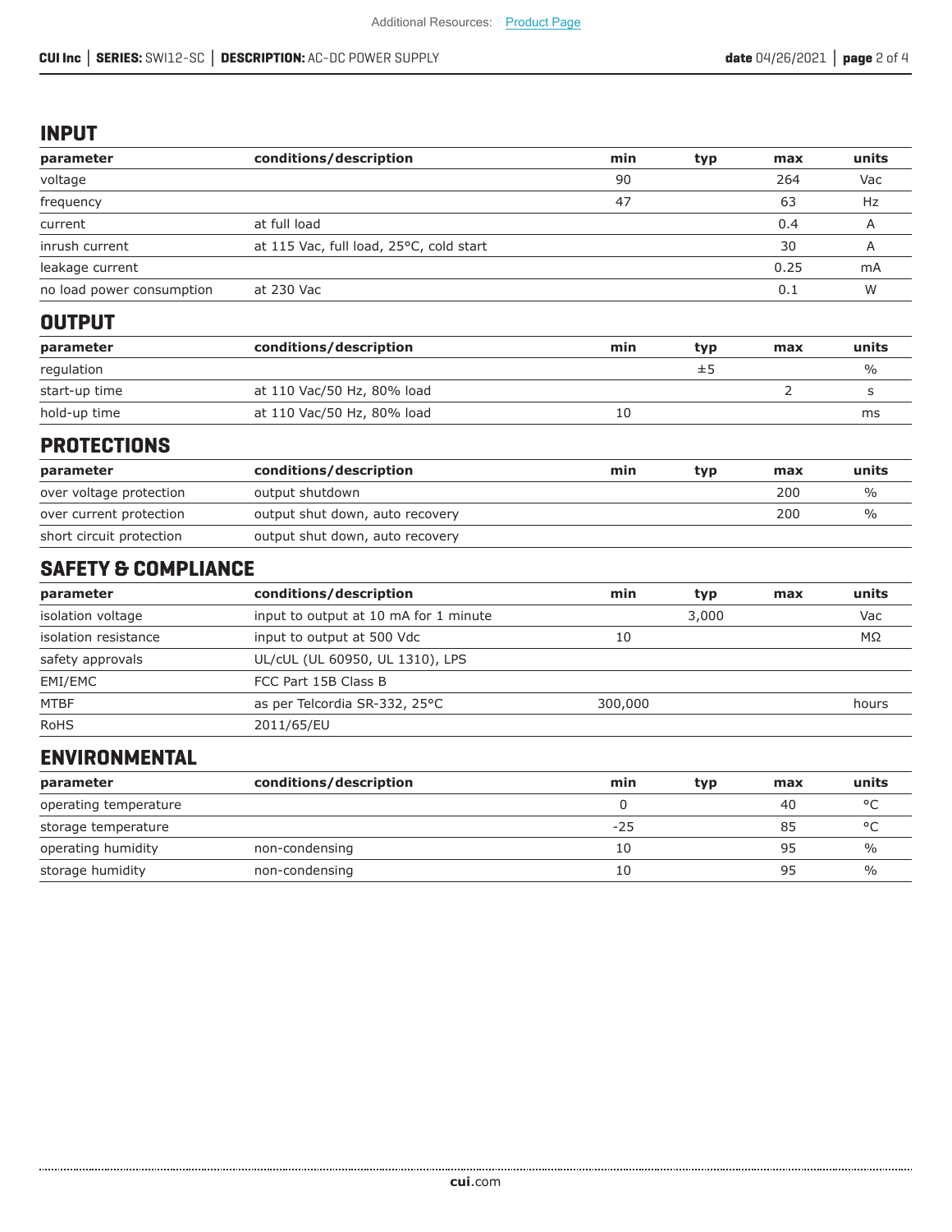## INPUT

| parameter | conditions/description | min | typ | max | units |
|---|---|---|---|---|---|
| voltage | | 90 | | 264 | Vac |
| frequency | | 47 | | 63 | Hz |
| current | at full load | | | 0.4 | A |
| inrush current | at 115 Vac, full load, 25°C, cold start | | | 30 | A |
| leakage current | | | | 0.25 | mA |
| no load power consumption | at 230 Vac | | | 0.1 | W |

## OUTPUT

| parameter | conditions/description | min | typ | max | units |
|---|---|---|---|---|---|
| regulation | | | ±5 | | % |
| start-up time | at 110 Vac/50 Hz, 80% load | | | 2 | s |
| hold-up time | at 110 Vac/50 Hz, 80% load | 10 | | | ms |

## PROTECTIONS

| parameter | conditions/description | min | typ | max | units |
|---|---|---|---|---|---|
| over voltage protection | output shutdown | | | 200 | % |
| over current protection | output shut down, auto recovery | | | 200 | % |
| short circuit protection | output shut down, auto recovery | | | | |

## SAFETY & COMPLIANCE

| parameter | conditions/description | min | typ | max | units |
|---|---|---|---|---|---|
| isolation voltage | input to output at 10 mA for 1 minute | | 3,000 | | Vac |
| isolation resistance | input to output at 500 Vdc | 10 | | | MΩ |
| safety approvals | UL/cUL (UL 60950, UL 1310), LPS | | | | |
| EMI/EMC | FCC Part 15B Class B | | | | |
| MTBF | as per Telcordia SR-332, 25°C | 300,000 | | | hours |
| RoHS | 2011/65/EU | | | | |

## ENVIRONMENTAL

| parameter | conditions/description | min | typ | max | units |
|---|---|---|---|---|---|
| operating temperature | | 0 | | 40 | °C |
| storage temperature | | -25 | | 85 | °C |
| operating humidity | non-condensing | 10 | | 95 | % |
| storage humidity | non-condensing | 10 | | 95 | % |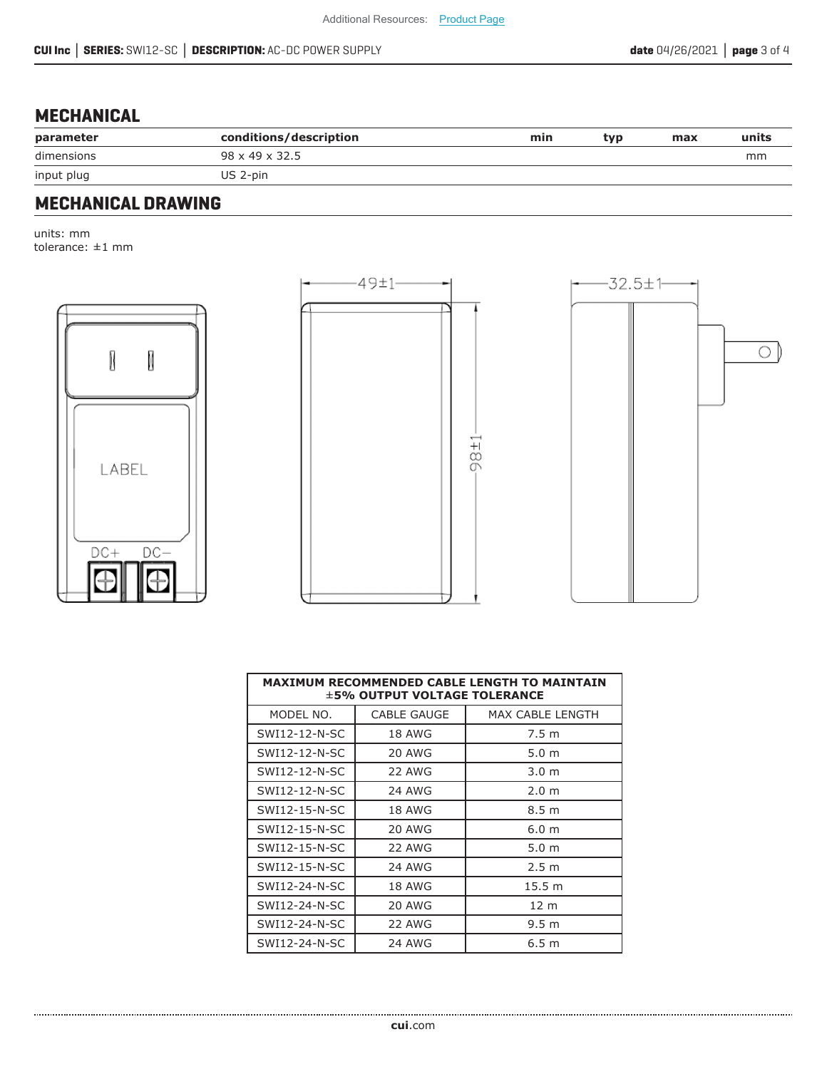## MECHANICAL

| parameter | conditions/description | min | typ | max | units |
|---|---|---|---|---|---|
| dimensions | 98 x 49 x 32.5 | | | | mm |
| input plug | US 2-pin | | | | |

## MECHANICAL DRAWING

units: mm
tolerance: ±1 mm

| MAXIMUM RECOMMENDED CABLE LENGTH TO MAINTAIN ±5% OUTPUT VOLTAGE TOLERANCE | | |
|---|---|---|
| MODEL NO. | CABLE GAUGE | MAX CABLE LENGTH |
| SWI12-12-N-SC | 18 AWG | 7.5 m |
| SWI12-12-N-SC | 20 AWG | 5.0 m |
| SWI12-12-N-SC | 22 AWG | 3.0 m |
| SWI12-12-N-SC | 24 AWG | 2.0 m |
| SWI12-15-N-SC | 18 AWG | 8.5 m |
| SWI12-15-N-SC | 20 AWG | 6.0 m |
| SWI12-15-N-SC | 22 AWG | 5.0 m |
| SWI12-15-N-SC | 24 AWG | 2.5 m |
| SWI12-24-N-SC | 18 AWG | 15.5 m |
| SWI12-24-N-SC | 20 AWG | 12 m |
| SWI12-24-N-SC | 22 AWG | 9.5 m |
| SWI12-24-N-SC | 24 AWG | 6.5 m |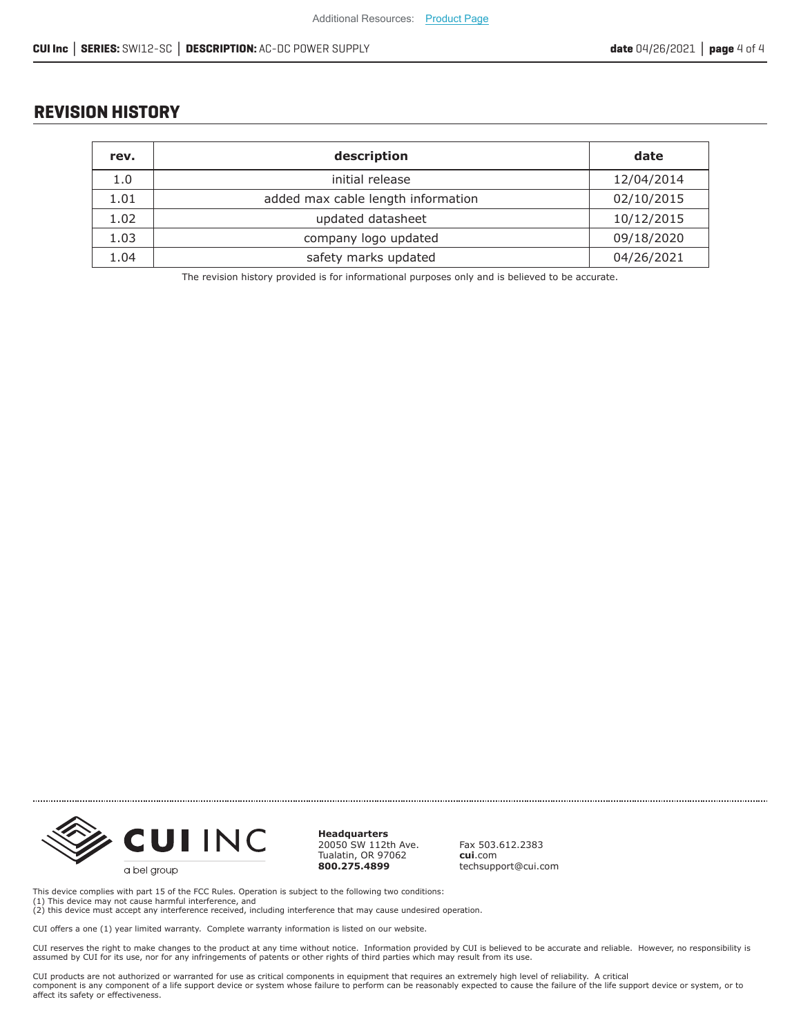## REVISION HISTORY

| rev. | description | date |
|---|---|---|
| 1.0 | initial release | 12/04/2014 |
| 1.01 | added max cable length information | 02/10/2015 |
| 1.02 | updated datasheet | 10/12/2015 |
| 1.03 | company logo updated | 09/18/2020 |
| 1.04 | safety marks updated | 04/26/2021 |

The revision history provided is for informational purposes only and is believed to be accurate.

CUI INC
a bel group

**Headquarters**
20050 SW 112th Ave.
Tualatin, OR 97062
**800.275.4899**

Fax 503.612.2383
**cui**.com
techsupport@cui.com

This device complies with part 15 of the FCC Rules. Operation is subject to the following two conditions:
(1) This device may not cause harmful interference, and
(2) this device must accept any interference received, including interference that may cause undesired operation.

CUI offers a one (1) year limited warranty. Complete warranty information is listed on our website.

CUI reserves the right to make changes to the product at any time without notice. Information provided by CUI is believed to be accurate and reliable. However, no responsibility is assumed by CUI for its use, nor for any infringements of patents or other rights of third parties which may result from its use.

CUI products are not authorized or warranted for use as critical components in equipment that requires an extremely high level of reliability. A critical component is any component of a life support device or system whose failure to perform can be reasonably expected to cause the failure of the life support device or system, or to affect its safety or effectiveness.